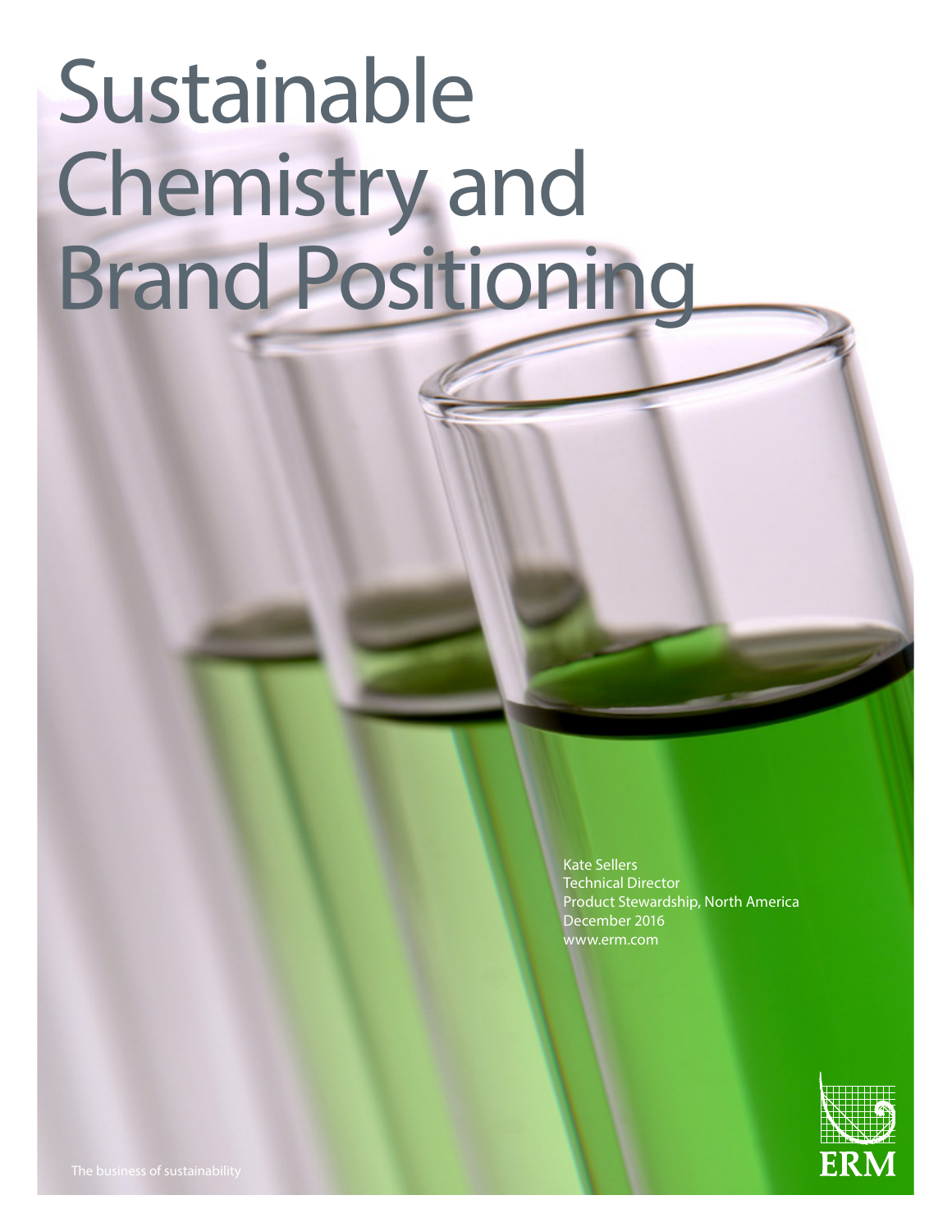# Sustainable Chemistry and Brand Positioning

Kate Sellers
Technical Director
Product Stewardship, North America
December 2016
www.erm.com

ERM

The business of sustainability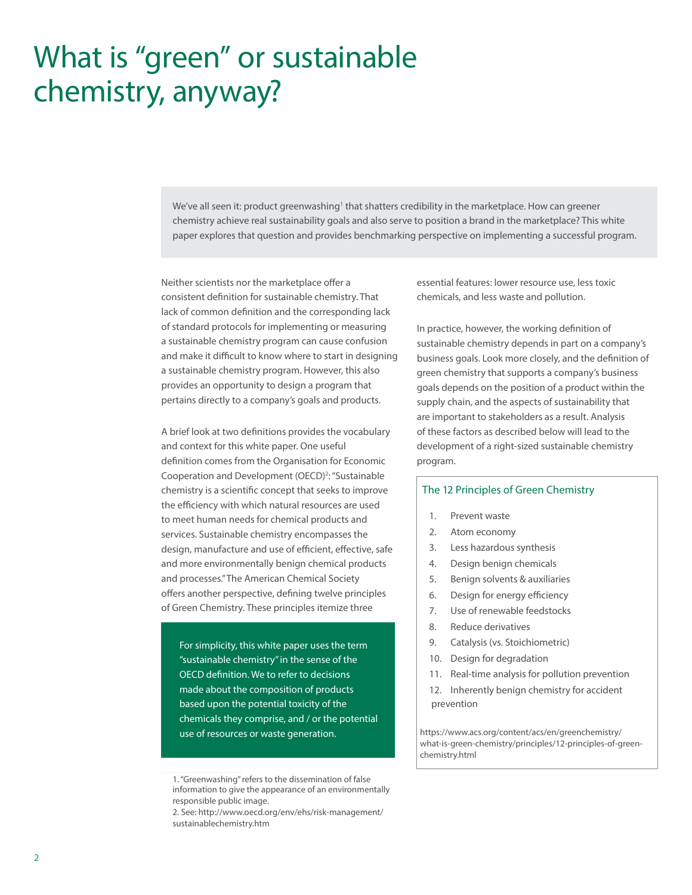# What is "green" or sustainable chemistry, anyway?

We've all seen it: product greenwashing[1] that shatters credibility in the marketplace. How can greener chemistry achieve real sustainability goals and also serve to position a brand in the marketplace? This white paper explores that question and provides benchmarking perspective on implementing a successful program.

Neither scientists nor the marketplace offer a consistent definition for sustainable chemistry. That lack of common definition and the corresponding lack of standard protocols for implementing or measuring a sustainable chemistry program can cause confusion and make it difficult to know where to start in designing a sustainable chemistry program. However, this also provides an opportunity to design a program that pertains directly to a company's goals and products.

A brief look at two definitions provides the vocabulary and context for this white paper. One useful definition comes from the Organisation for Economic Cooperation and Development (OECD)[2]: "Sustainable chemistry is a scientific concept that seeks to improve the efficiency with which natural resources are used to meet human needs for chemical products and services. Sustainable chemistry encompasses the design, manufacture and use of efficient, effective, safe and more environmentally benign chemical products and processes." The American Chemical Society offers another perspective, defining twelve principles of Green Chemistry. These principles itemize three essential features: lower resource use, less toxic chemicals, and less waste and pollution.

> For simplicity, this white paper uses the term "sustainable chemistry" in the sense of the OECD definition. We to refer to decisions made about the composition of products based upon the potential toxicity of the chemicals they comprise, and / or the potential use of resources or waste generation.

In practice, however, the working definition of sustainable chemistry depends in part on a company's business goals. Look more closely, and the definition of green chemistry that supports a company's business goals depends on the position of a product within the supply chain, and the aspects of sustainability that are important to stakeholders as a result. Analysis of these factors as described below will lead to the development of a right-sized sustainable chemistry program.

### The 12 Principles of Green Chemistry

1. Prevent waste
2. Atom economy
3. Less hazardous synthesis
4. Design benign chemicals
5. Benign solvents & auxiliaries
6. Design for energy efficiency
7. Use of renewable feedstocks
8. Reduce derivatives
9. Catalysis (vs. Stoichiometric)
10. Design for degradation
11. Real-time analysis for pollution prevention
12. Inherently benign chemistry for accident prevention

https://www.acs.org/content/acs/en/greenchemistry/what-is-green-chemistry/principles/12-principles-of-green-chemistry.html

---

1. "Greenwashing" refers to the dissemination of false information to give the appearance of an environmentally responsible public image.
2. See: http://www.oecd.org/env/ehs/risk-management/sustainablechemistry.htm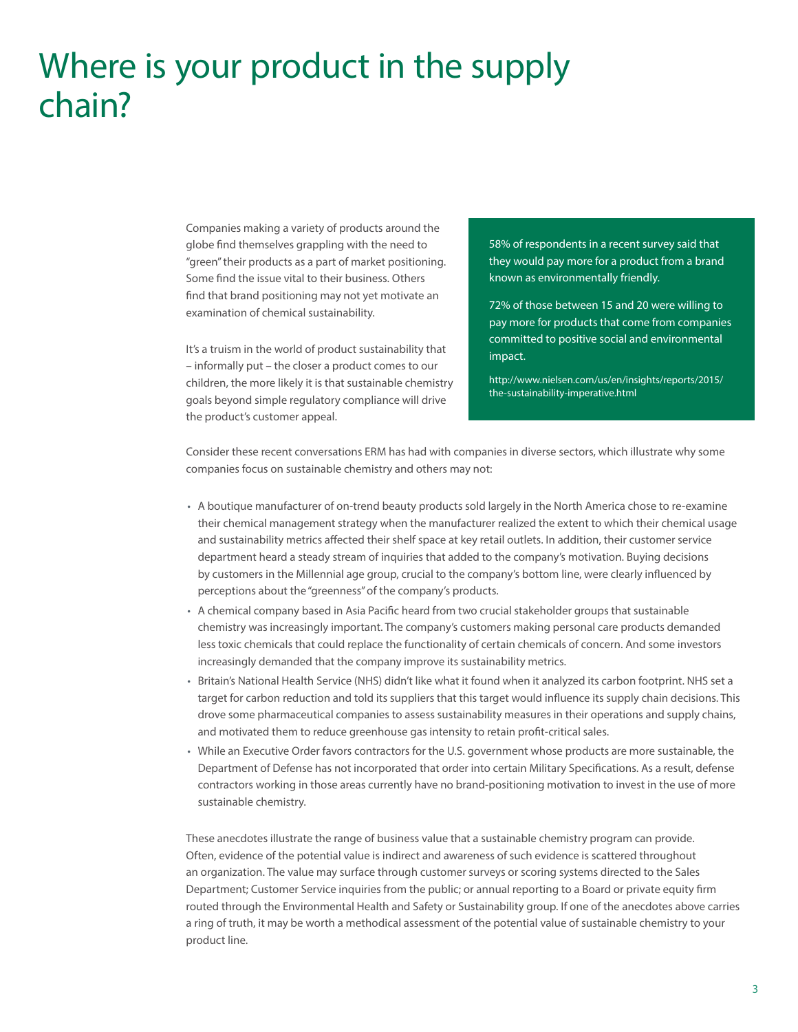# Where is your product in the supply chain?

Companies making a variety of products around the globe find themselves grappling with the need to "green" their products as a part of market positioning. Some find the issue vital to their business. Others find that brand positioning may not yet motivate an examination of chemical sustainability.

It's a truism in the world of product sustainability that – informally put – the closer a product comes to our children, the more likely it is that sustainable chemistry goals beyond simple regulatory compliance will drive the product's customer appeal.

> 58% of respondents in a recent survey said that they would pay more for a product from a brand known as environmentally friendly.
>
> 72% of those between 15 and 20 were willing to pay more for products that come from companies committed to positive social and environmental impact.
>
> http://www.nielsen.com/us/en/insights/reports/2015/the-sustainability-imperative.html

Consider these recent conversations ERM has had with companies in diverse sectors, which illustrate why some companies focus on sustainable chemistry and others may not:

- A boutique manufacturer of on-trend beauty products sold largely in the North America chose to re-examine their chemical management strategy when the manufacturer realized the extent to which their chemical usage and sustainability metrics affected their shelf space at key retail outlets. In addition, their customer service department heard a steady stream of inquiries that added to the company's motivation. Buying decisions by customers in the Millennial age group, crucial to the company's bottom line, were clearly influenced by perceptions about the "greenness" of the company's products.
- A chemical company based in Asia Pacific heard from two crucial stakeholder groups that sustainable chemistry was increasingly important. The company's customers making personal care products demanded less toxic chemicals that could replace the functionality of certain chemicals of concern. And some investors increasingly demanded that the company improve its sustainability metrics.
- Britain's National Health Service (NHS) didn't like what it found when it analyzed its carbon footprint. NHS set a target for carbon reduction and told its suppliers that this target would influence its supply chain decisions. This drove some pharmaceutical companies to assess sustainability measures in their operations and supply chains, and motivated them to reduce greenhouse gas intensity to retain profit-critical sales.
- While an Executive Order favors contractors for the U.S. government whose products are more sustainable, the Department of Defense has not incorporated that order into certain Military Specifications. As a result, defense contractors working in those areas currently have no brand-positioning motivation to invest in the use of more sustainable chemistry.

These anecdotes illustrate the range of business value that a sustainable chemistry program can provide. Often, evidence of the potential value is indirect and awareness of such evidence is scattered throughout an organization. The value may surface through customer surveys or scoring systems directed to the Sales Department; Customer Service inquiries from the public; or annual reporting to a Board or private equity firm routed through the Environmental Health and Safety or Sustainability group. If one of the anecdotes above carries a ring of truth, it may be worth a methodical assessment of the potential value of sustainable chemistry to your product line.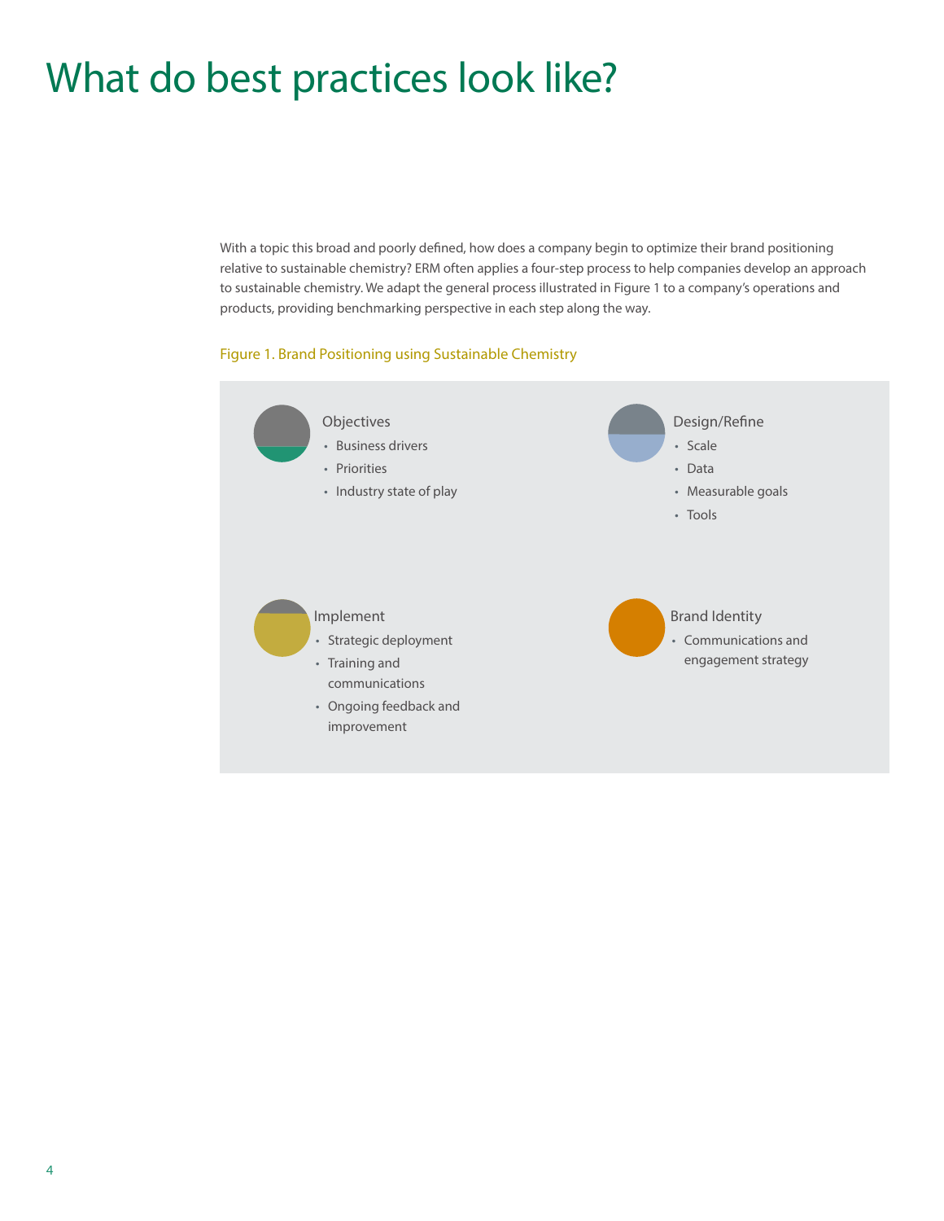# What do best practices look like?

With a topic this broad and poorly defined, how does a company begin to optimize their brand positioning relative to sustainable chemistry? ERM often applies a four-step process to help companies develop an approach to sustainable chemistry. We adapt the general process illustrated in Figure 1 to a company's operations and products, providing benchmarking perspective in each step along the way.

Figure 1. Brand Positioning using Sustainable Chemistry

**Objectives**

- Business drivers
- Priorities
- Industry state of play

**Design/Refine**

- Scale
- Data
- Measurable goals
- Tools

**Implement**

- Strategic deployment
- Training and communications
- Ongoing feedback and improvement

**Brand Identity**

- Communications and engagement strategy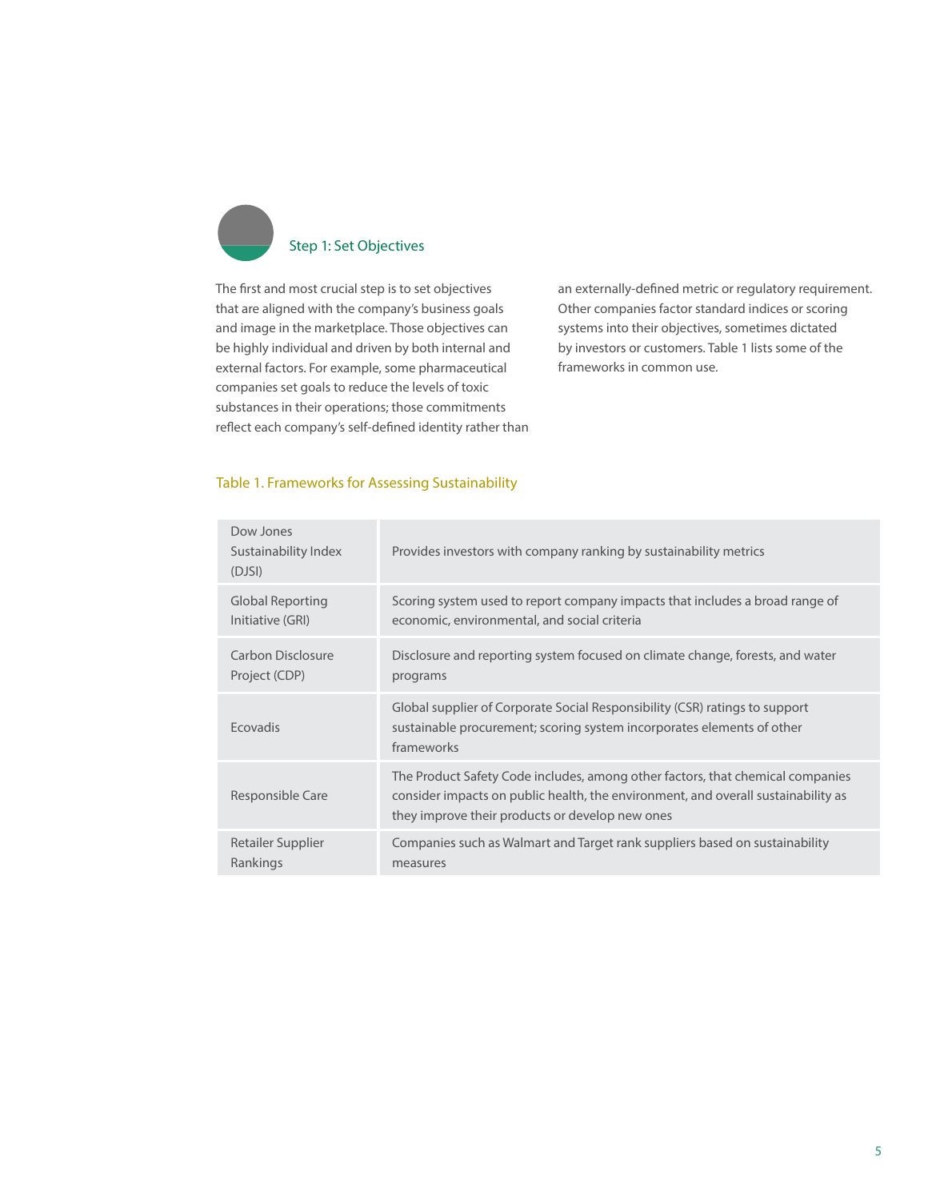## Step 1: Set Objectives

The first and most crucial step is to set objectives that are aligned with the company's business goals and image in the marketplace. Those objectives can be highly individual and driven by both internal and external factors. For example, some pharmaceutical companies set goals to reduce the levels of toxic substances in their operations; those commitments reflect each company's self-defined identity rather than an externally-defined metric or regulatory requirement. Other companies factor standard indices or scoring systems into their objectives, sometimes dictated by investors or customers. Table 1 lists some of the frameworks in common use.

Table 1. Frameworks for Assessing Sustainability

| | |
|---|---|
| Dow Jones Sustainability Index (DJSI) | Provides investors with company ranking by sustainability metrics |
| Global Reporting Initiative (GRI) | Scoring system used to report company impacts that includes a broad range of economic, environmental, and social criteria |
| Carbon Disclosure Project (CDP) | Disclosure and reporting system focused on climate change, forests, and water programs |
| Ecovadis | Global supplier of Corporate Social Responsibility (CSR) ratings to support sustainable procurement; scoring system incorporates elements of other frameworks |
| Responsible Care | The Product Safety Code includes, among other factors, that chemical companies consider impacts on public health, the environment, and overall sustainability as they improve their products or develop new ones |
| Retailer Supplier Rankings | Companies such as Walmart and Target rank suppliers based on sustainability measures |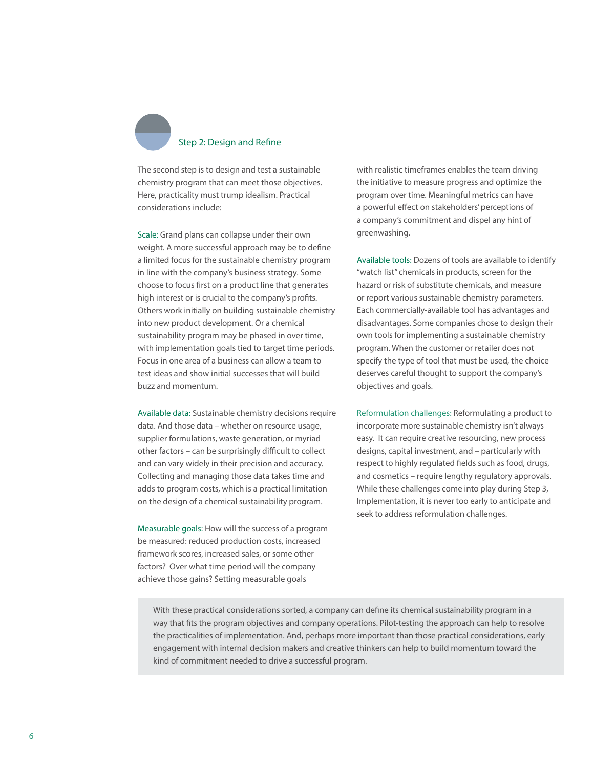## Step 2: Design and Refine

The second step is to design and test a sustainable chemistry program that can meet those objectives. Here, practicality must trump idealism. Practical considerations include:

**Scale:** Grand plans can collapse under their own weight. A more successful approach may be to define a limited focus for the sustainable chemistry program in line with the company's business strategy. Some choose to focus first on a product line that generates high interest or is crucial to the company's profits. Others work initially on building sustainable chemistry into new product development. Or a chemical sustainability program may be phased in over time, with implementation goals tied to target time periods. Focus in one area of a business can allow a team to test ideas and show initial successes that will build buzz and momentum.

**Available data:** Sustainable chemistry decisions require data. And those data – whether on resource usage, supplier formulations, waste generation, or myriad other factors – can be surprisingly difficult to collect and can vary widely in their precision and accuracy. Collecting and managing those data takes time and adds to program costs, which is a practical limitation on the design of a chemical sustainability program.

**Measurable goals:** How will the success of a program be measured: reduced production costs, increased framework scores, increased sales, or some other factors? Over what time period will the company achieve those gains? Setting measurable goals with realistic timeframes enables the team driving the initiative to measure progress and optimize the program over time. Meaningful metrics can have a powerful effect on stakeholders' perceptions of a company's commitment and dispel any hint of greenwashing.

**Available tools:** Dozens of tools are available to identify "watch list" chemicals in products, screen for the hazard or risk of substitute chemicals, and measure or report various sustainable chemistry parameters. Each commercially-available tool has advantages and disadvantages. Some companies chose to design their own tools for implementing a sustainable chemistry program. When the customer or retailer does not specify the type of tool that must be used, the choice deserves careful thought to support the company's objectives and goals.

**Reformulation challenges:** Reformulating a product to incorporate more sustainable chemistry isn't always easy. It can require creative resourcing, new process designs, capital investment, and – particularly with respect to highly regulated fields such as food, drugs, and cosmetics – require lengthy regulatory approvals. While these challenges come into play during Step 3, Implementation, it is never too early to anticipate and seek to address reformulation challenges.

> With these practical considerations sorted, a company can define its chemical sustainability program in a way that fits the program objectives and company operations. Pilot-testing the approach can help to resolve the practicalities of implementation. And, perhaps more important than those practical considerations, early engagement with internal decision makers and creative thinkers can help to build momentum toward the kind of commitment needed to drive a successful program.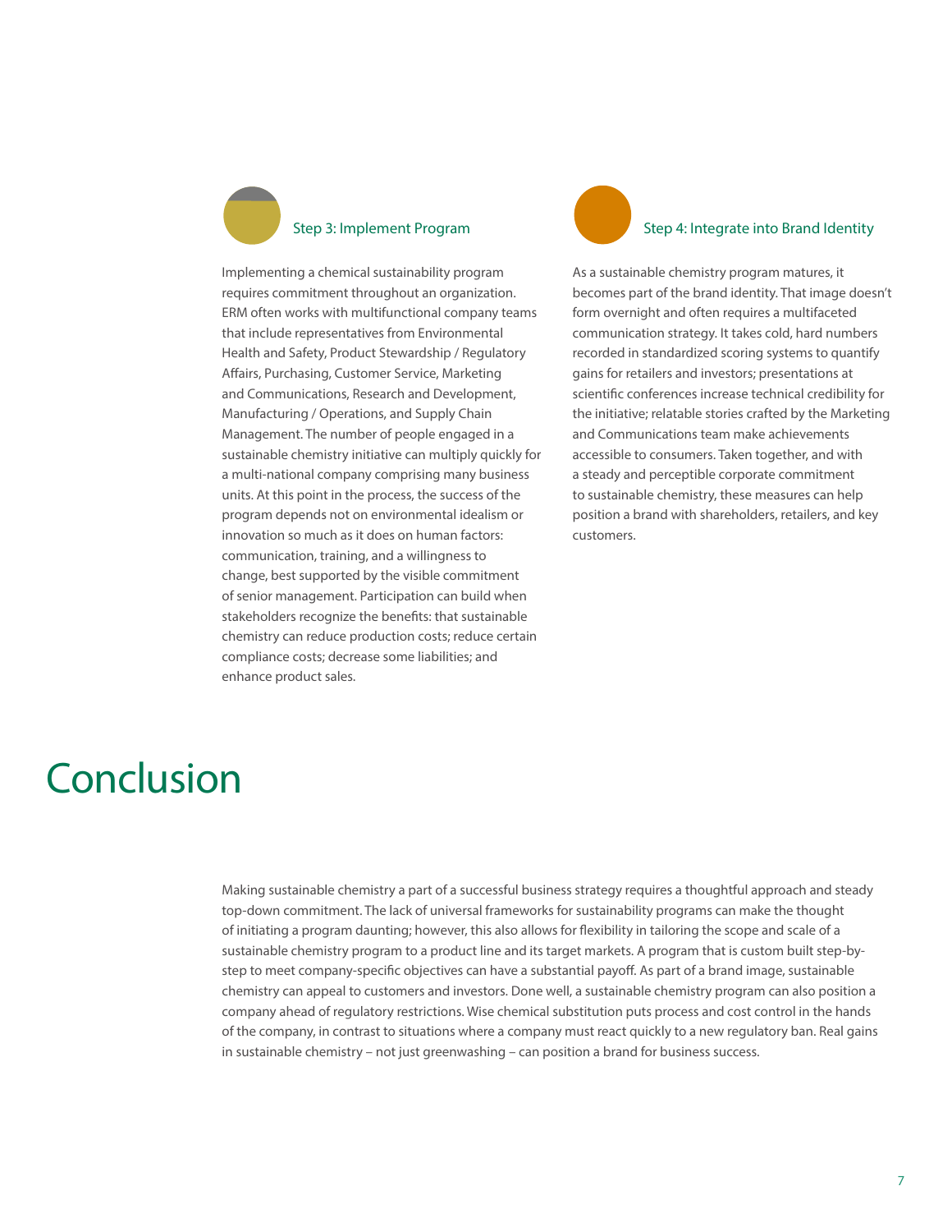### Step 3: Implement Program

Implementing a chemical sustainability program requires commitment throughout an organization. ERM often works with multifunctional company teams that include representatives from Environmental Health and Safety, Product Stewardship / Regulatory Affairs, Purchasing, Customer Service, Marketing and Communications, Research and Development, Manufacturing / Operations, and Supply Chain Management. The number of people engaged in a sustainable chemistry initiative can multiply quickly for a multi-national company comprising many business units. At this point in the process, the success of the program depends not on environmental idealism or innovation so much as it does on human factors: communication, training, and a willingness to change, best supported by the visible commitment of senior management. Participation can build when stakeholders recognize the benefits: that sustainable chemistry can reduce production costs; reduce certain compliance costs; decrease some liabilities; and enhance product sales.

### Step 4: Integrate into Brand Identity

As a sustainable chemistry program matures, it becomes part of the brand identity. That image doesn't form overnight and often requires a multifaceted communication strategy. It takes cold, hard numbers recorded in standardized scoring systems to quantify gains for retailers and investors; presentations at scientific conferences increase technical credibility for the initiative; relatable stories crafted by the Marketing and Communications team make achievements accessible to consumers. Taken together, and with a steady and perceptible corporate commitment to sustainable chemistry, these measures can help position a brand with shareholders, retailers, and key customers.

# Conclusion

Making sustainable chemistry a part of a successful business strategy requires a thoughtful approach and steady top-down commitment. The lack of universal frameworks for sustainability programs can make the thought of initiating a program daunting; however, this also allows for flexibility in tailoring the scope and scale of a sustainable chemistry program to a product line and its target markets. A program that is custom built step-by-step to meet company-specific objectives can have a substantial payoff. As part of a brand image, sustainable chemistry can appeal to customers and investors. Done well, a sustainable chemistry program can also position a company ahead of regulatory restrictions. Wise chemical substitution puts process and cost control in the hands of the company, in contrast to situations where a company must react quickly to a new regulatory ban. Real gains in sustainable chemistry – not just greenwashing – can position a brand for business success.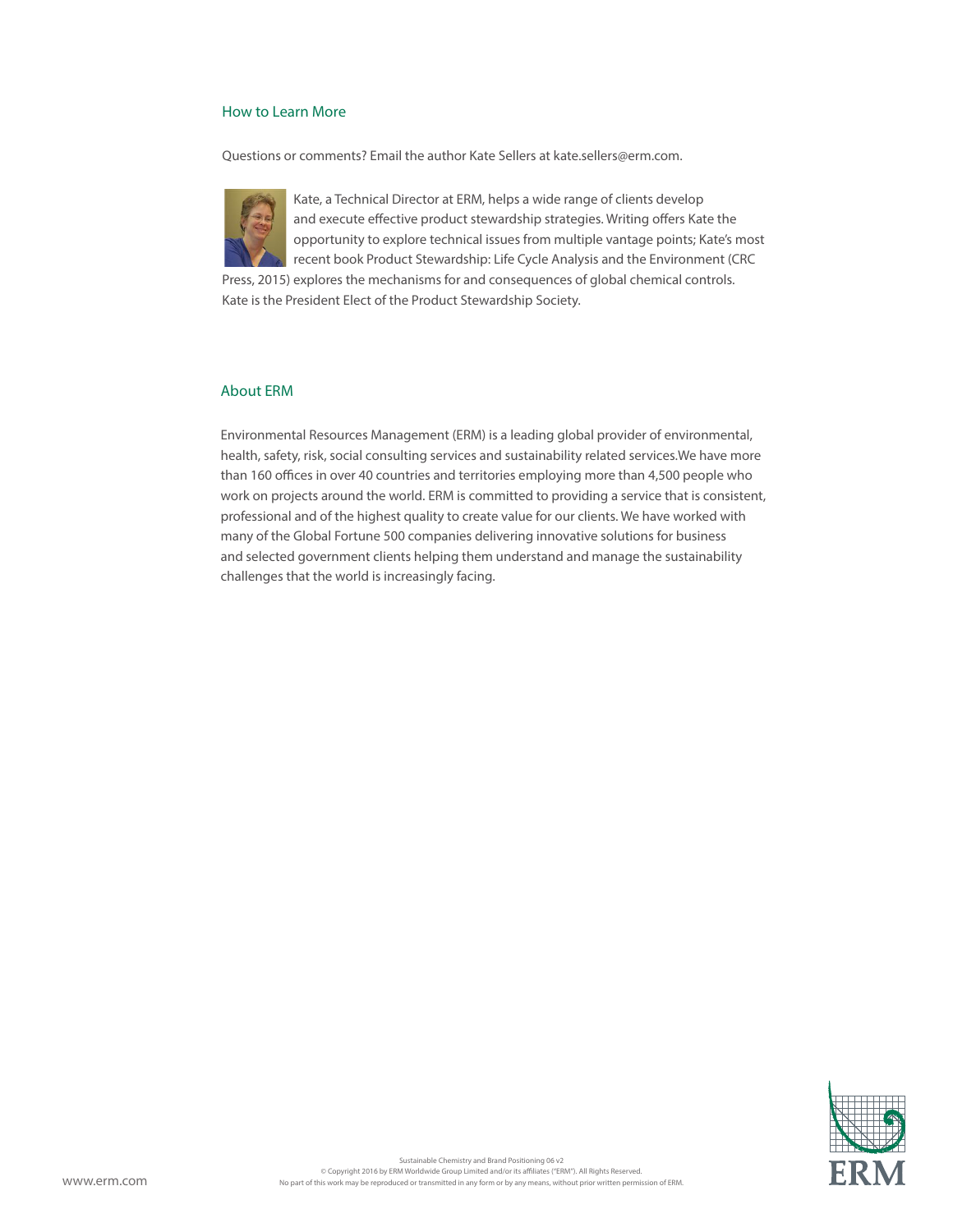## How to Learn More

Questions or comments? Email the author Kate Sellers at kate.sellers@erm.com.

Kate, a Technical Director at ERM, helps a wide range of clients develop and execute effective product stewardship strategies. Writing offers Kate the opportunity to explore technical issues from multiple vantage points; Kate's most recent book Product Stewardship: Life Cycle Analysis and the Environment (CRC Press, 2015) explores the mechanisms for and consequences of global chemical controls. Kate is the President Elect of the Product Stewardship Society.

## About ERM

Environmental Resources Management (ERM) is a leading global provider of environmental, health, safety, risk, social consulting services and sustainability related services.We have more than 160 offices in over 40 countries and territories employing more than 4,500 people who work on projects around the world. ERM is committed to providing a service that is consistent, professional and of the highest quality to create value for our clients. We have worked with many of the Global Fortune 500 companies delivering innovative solutions for business and selected government clients helping them understand and manage the sustainability challenges that the world is increasingly facing.

Sustainable Chemistry and Brand Positioning 06 v2

© Copyright 2016 by ERM Worldwide Group Limited and/or its affiliates ("ERM"). All Rights Reserved.

No part of this work may be reproduced or transmitted in any form or by any means, without prior written permission of ERM.

www.erm.com

ERM